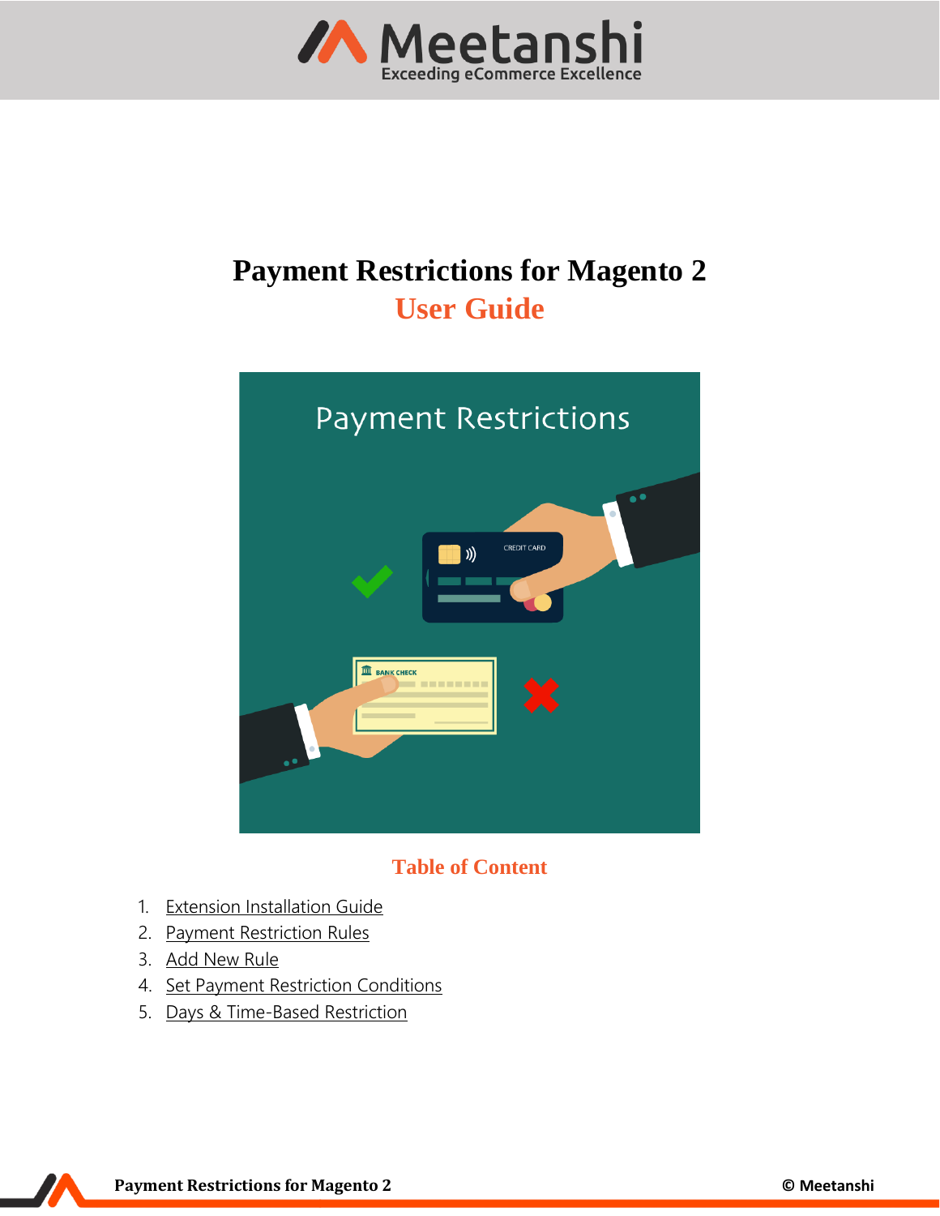# Payment Restrictions for Magento 2

## User Guide

## Table of Content

1. Extension Installation Guide
2. Payment Restriction Rules
3. Add New Rule
4. Set Payment Restriction Conditions
5. Days & Time-Based Restriction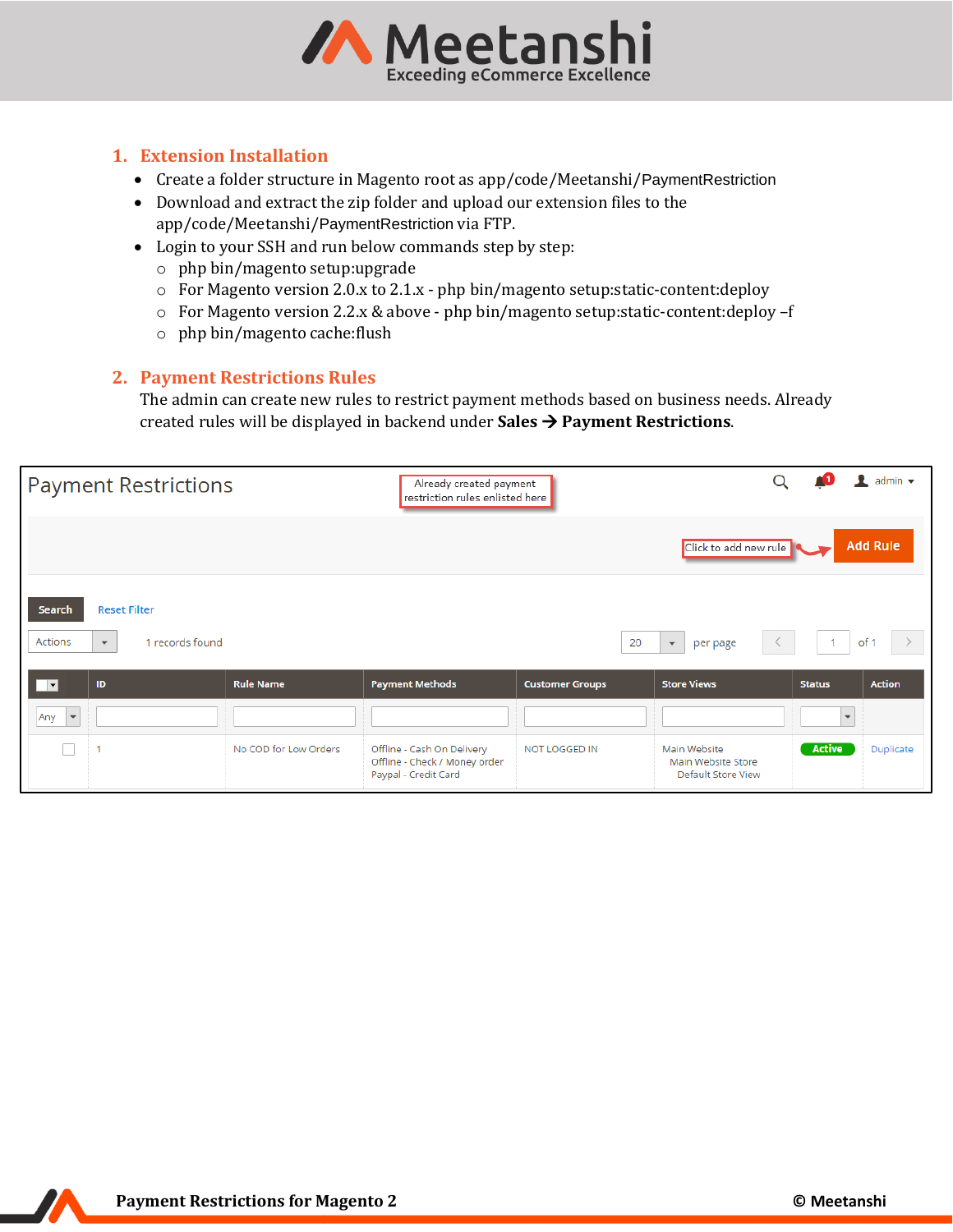## 1. Extension Installation

- Create a folder structure in Magento root as app/code/Meetanshi/PaymentRestriction
- Download and extract the zip folder and upload our extension files to the app/code/Meetanshi/PaymentRestriction via FTP.
- Login to your SSH and run below commands step by step:
  - php bin/magento setup:upgrade
  - For Magento version 2.0.x to 2.1.x - php bin/magento setup:static-content:deploy
  - For Magento version 2.2.x & above - php bin/magento setup:static-content:deploy –f
  - php bin/magento cache:flush

## 2. Payment Restrictions Rules

The admin can create new rules to restrict payment methods based on business needs. Already created rules will be displayed in backend under **Sales → Payment Restrictions**.

Payment Restrictions

Already created payment restriction rules enlisted here

Click to add new rule — Add Rule

Search | Reset Filter

Actions | 1 records found | 20 per page | 1 of 1

| | ID | Rule Name | Payment Methods | Customer Groups | Store Views | Status | Action |
|---|---|---|---|---|---|---|---|
| Any | | | | | | | |
| | 1 | No COD for Low Orders | Offline - Cash On Delivery<br>Offline - Check / Money order<br>Paypal - Credit Card | NOT LOGGED IN | Main Website<br>Main Website Store<br>Default Store View | Active | Duplicate |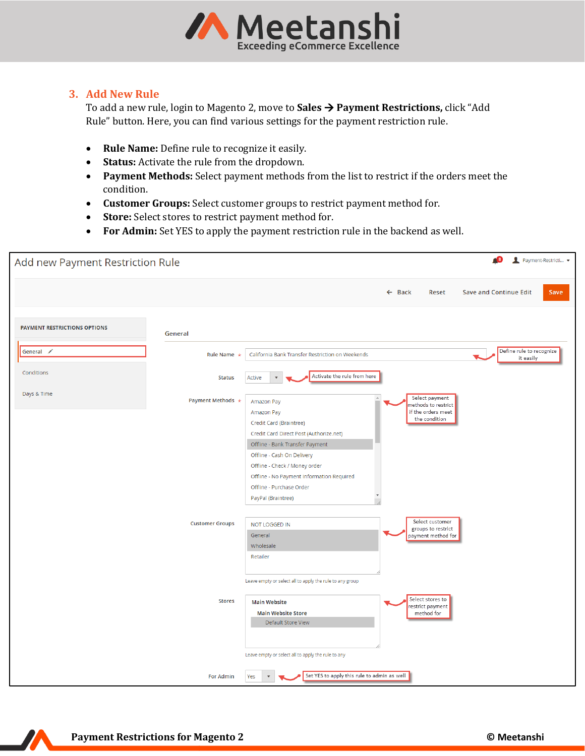## 3. Add New Rule

To add a new rule, login to Magento 2, move to **Sales → Payment Restrictions,** click "Add Rule" button. Here, you can find various settings for the payment restriction rule.

- **Rule Name:** Define rule to recognize it easily.
- **Status:** Activate the rule from the dropdown.
- **Payment Methods:** Select payment methods from the list to restrict if the orders meet the condition.
- **Customer Groups:** Select customer groups to restrict payment method for.
- **Store:** Select stores to restrict payment method for.
- **For Admin:** Set YES to apply the payment restriction rule in the backend as well.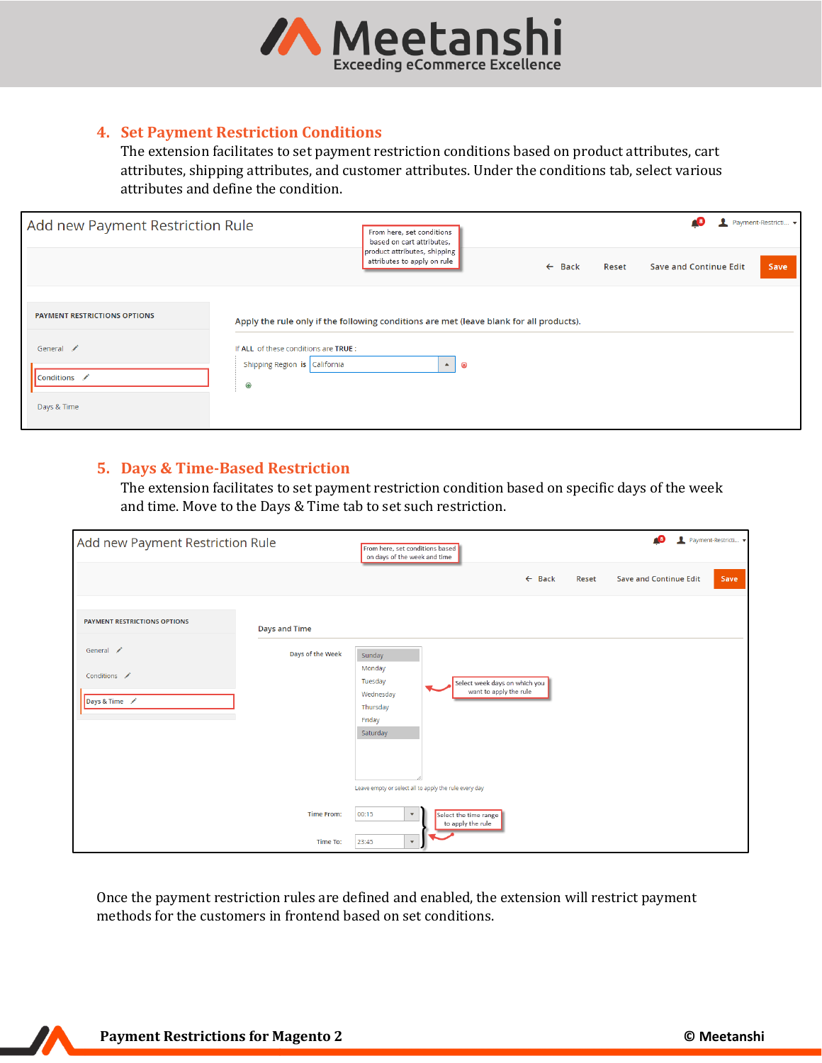## 4. Set Payment Restriction Conditions

The extension facilitates to set payment restriction conditions based on product attributes, cart attributes, shipping attributes, and customer attributes. Under the conditions tab, select various attributes and define the condition.

Add new Payment Restriction Rule

From here, set conditions based on cart attributes, product attributes, shipping attributes to apply on rule

Back Reset Save and Continue Edit Save

PAYMENT RESTRICTIONS OPTIONS

General

Conditions

Days & Time

Apply the rule only if the following conditions are met (leave blank for all products).

If ALL of these conditions are TRUE :

Shipping Region is California

## 5. Days & Time-Based Restriction

The extension facilitates to set payment restriction condition based on specific days of the week and time. Move to the Days & Time tab to set such restriction.

Add new Payment Restriction Rule

From here, set conditions based on days of the week and time

Back Reset Save and Continue Edit Save

PAYMENT RESTRICTIONS OPTIONS

General

Conditions

Days & Time

Days and Time

Days of the Week

Sunday
Monday
Tuesday
Wednesday
Thursday
Friday
Saturday

Select week days on which you want to apply the rule

Leave empty or select all to apply the rule every day

Time From: 00:15

Time To: 23:45

Select the time range to apply the rule

Once the payment restriction rules are defined and enabled, the extension will restrict payment methods for the customers in frontend based on set conditions.